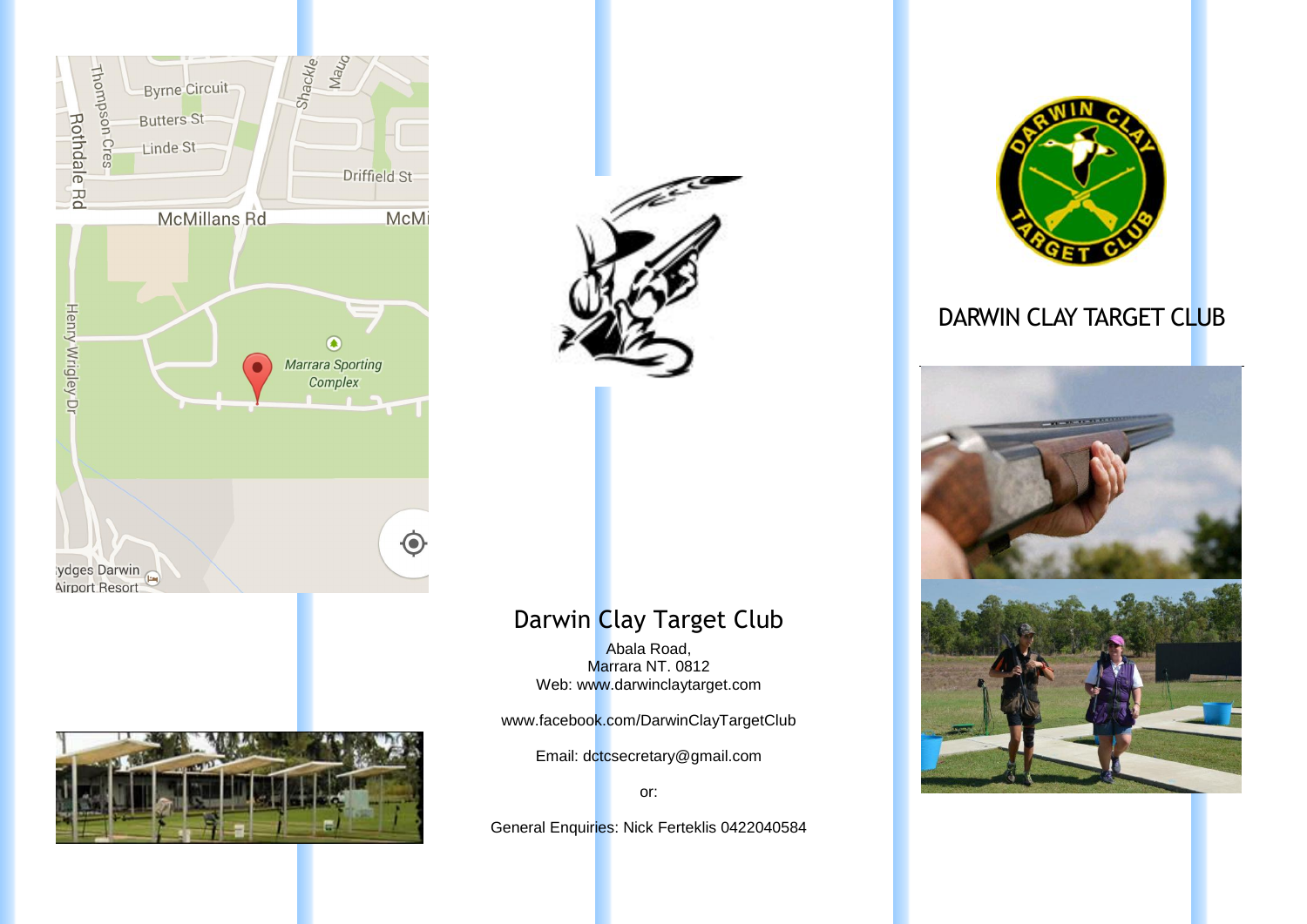# Darwin Clay Target Club

Abala Road,
Marrara NT. 0812
Web: www.darwinclaytarget.com

www.facebook.com/DarwinClayTargetClub

Email: dctcsecretary@gmail.com

or:

General Enquiries: Nick Ferteklis 0422040584

# DARWIN CLAY TARGET CLUB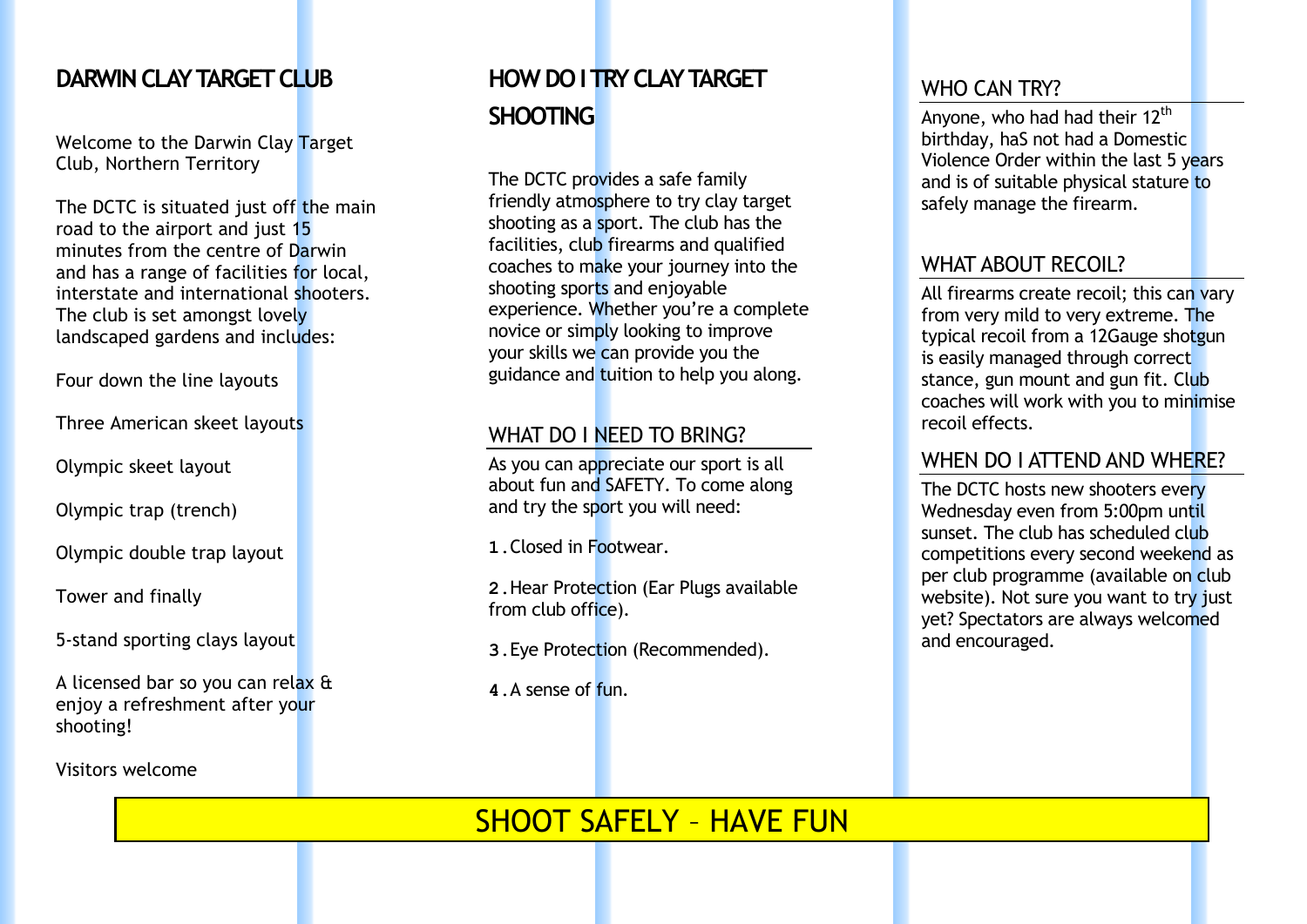## DARWIN CLAY TARGET CLUB

Welcome to the Darwin Clay Target Club, Northern Territory

The DCTC is situated just off the main road to the airport and just 15 minutes from the centre of Darwin and has a range of facilities for local, interstate and international shooters. The club is set amongst lovely landscaped gardens and includes:

Four down the line layouts

Three American skeet layouts

Olympic skeet layout

Olympic trap (trench)

Olympic double trap layout

Tower and finally

5-stand sporting clays layout

A licensed bar so you can relax & enjoy a refreshment after your shooting!

Visitors welcome

## HOW DO I TRY CLAY TARGET SHOOTING

The DCTC provides a safe family friendly atmosphere to try clay target shooting as a sport. The club has the facilities, club firearms and qualified coaches to make your journey into the shooting sports and enjoyable experience. Whether you're a complete novice or simply looking to improve your skills we can provide you the guidance and tuition to help you along.

### WHAT DO I NEED TO BRING?

As you can appreciate our sport is all about fun and SAFETY. To come along and try the sport you will need:

1. Closed in Footwear.
2. Hear Protection (Ear Plugs available from club office).
3. Eye Protection (Recommended).
4. A sense of fun.

### WHO CAN TRY?

Anyone, who had had their 12th birthday, haS not had a Domestic Violence Order within the last 5 years and is of suitable physical stature to safely manage the firearm.

### WHAT ABOUT RECOIL?

All firearms create recoil; this can vary from very mild to very extreme. The typical recoil from a 12Gauge shotgun is easily managed through correct stance, gun mount and gun fit. Club coaches will work with you to minimise recoil effects.

### WHEN DO I ATTEND AND WHERE?

The DCTC hosts new shooters every Wednesday even from 5:00pm until sunset. The club has scheduled club competitions every second weekend as per club programme (available on club website). Not sure you want to try just yet? Spectators are always welcomed and encouraged.

**SHOOT SAFELY – HAVE FUN**